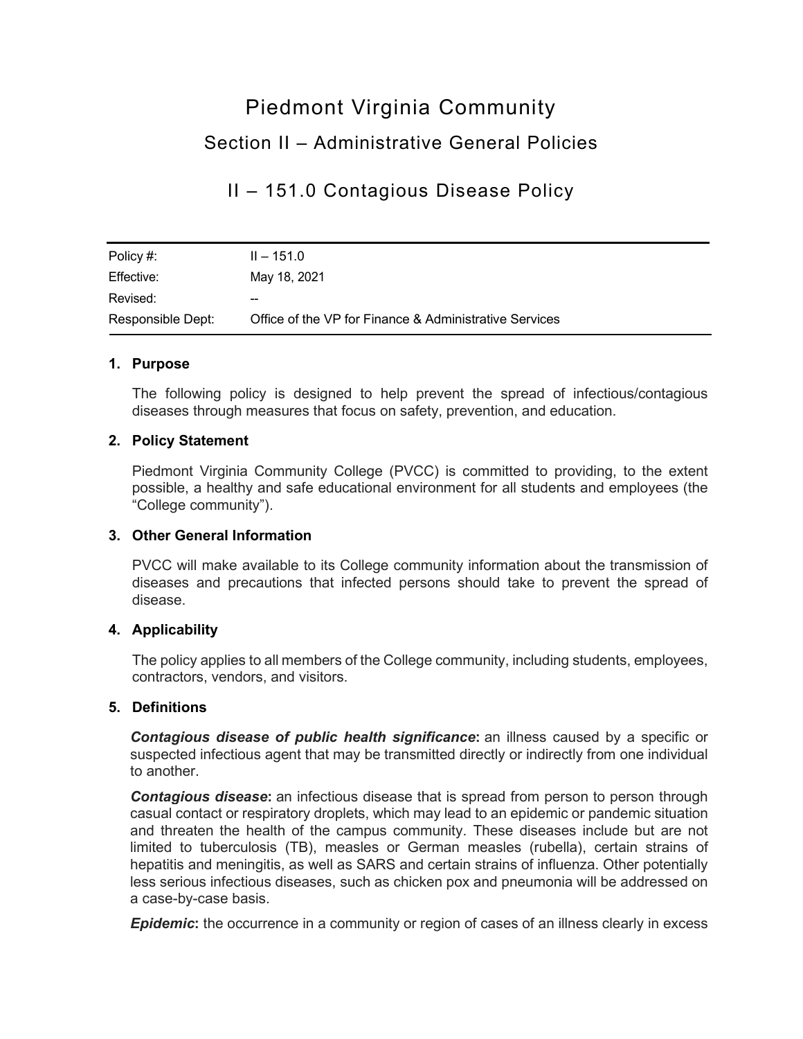# Piedmont Virginia Community

## Section II – Administrative General Policies

## II – 151.0 Contagious Disease Policy

| Policy #: | II – 151.0 |
|---|---|
| Effective: | May 18, 2021 |
| Revised: | -- |
| Responsible Dept: | Office of the VP for Finance & Administrative Services |

### 1. Purpose

The following policy is designed to help prevent the spread of infectious/contagious diseases through measures that focus on safety, prevention, and education.

### 2. Policy Statement

Piedmont Virginia Community College (PVCC) is committed to providing, to the extent possible, a healthy and safe educational environment for all students and employees (the "College community").

### 3. Other General Information

PVCC will make available to its College community information about the transmission of diseases and precautions that infected persons should take to prevent the spread of disease.

### 4. Applicability

The policy applies to all members of the College community, including students, employees, contractors, vendors, and visitors.

### 5. Definitions

***Contagious disease of public health significance*:** an illness caused by a specific or suspected infectious agent that may be transmitted directly or indirectly from one individual to another.

***Contagious disease*:** an infectious disease that is spread from person to person through casual contact or respiratory droplets, which may lead to an epidemic or pandemic situation and threaten the health of the campus community. These diseases include but are not limited to tuberculosis (TB), measles or German measles (rubella), certain strains of hepatitis and meningitis, as well as SARS and certain strains of influenza. Other potentially less serious infectious diseases, such as chicken pox and pneumonia will be addressed on a case-by-case basis.

***Epidemic*:** the occurrence in a community or region of cases of an illness clearly in excess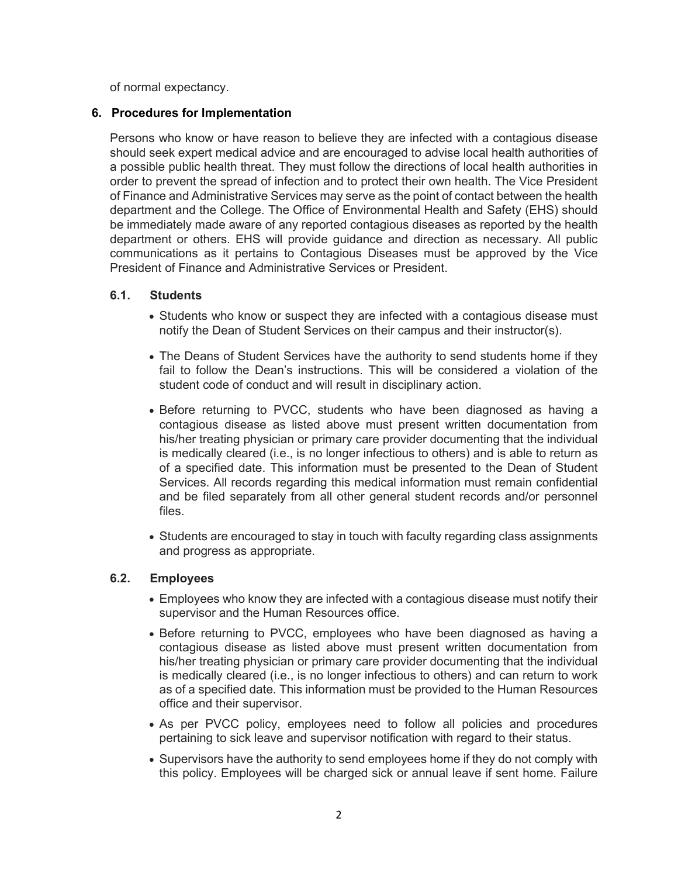of normal expectancy.

## 6. Procedures for Implementation

Persons who know or have reason to believe they are infected with a contagious disease should seek expert medical advice and are encouraged to advise local health authorities of a possible public health threat. They must follow the directions of local health authorities in order to prevent the spread of infection and to protect their own health. The Vice President of Finance and Administrative Services may serve as the point of contact between the health department and the College. The Office of Environmental Health and Safety (EHS) should be immediately made aware of any reported contagious diseases as reported by the health department or others. EHS will provide guidance and direction as necessary. All public communications as it pertains to Contagious Diseases must be approved by the Vice President of Finance and Administrative Services or President.

### 6.1. Students

- Students who know or suspect they are infected with a contagious disease must notify the Dean of Student Services on their campus and their instructor(s).
- The Deans of Student Services have the authority to send students home if they fail to follow the Dean's instructions. This will be considered a violation of the student code of conduct and will result in disciplinary action.
- Before returning to PVCC, students who have been diagnosed as having a contagious disease as listed above must present written documentation from his/her treating physician or primary care provider documenting that the individual is medically cleared (i.e., is no longer infectious to others) and is able to return as of a specified date. This information must be presented to the Dean of Student Services. All records regarding this medical information must remain confidential and be filed separately from all other general student records and/or personnel files.
- Students are encouraged to stay in touch with faculty regarding class assignments and progress as appropriate.

### 6.2. Employees

- Employees who know they are infected with a contagious disease must notify their supervisor and the Human Resources office.
- Before returning to PVCC, employees who have been diagnosed as having a contagious disease as listed above must present written documentation from his/her treating physician or primary care provider documenting that the individual is medically cleared (i.e., is no longer infectious to others) and can return to work as of a specified date. This information must be provided to the Human Resources office and their supervisor.
- As per PVCC policy, employees need to follow all policies and procedures pertaining to sick leave and supervisor notification with regard to their status.
- Supervisors have the authority to send employees home if they do not comply with this policy. Employees will be charged sick or annual leave if sent home. Failure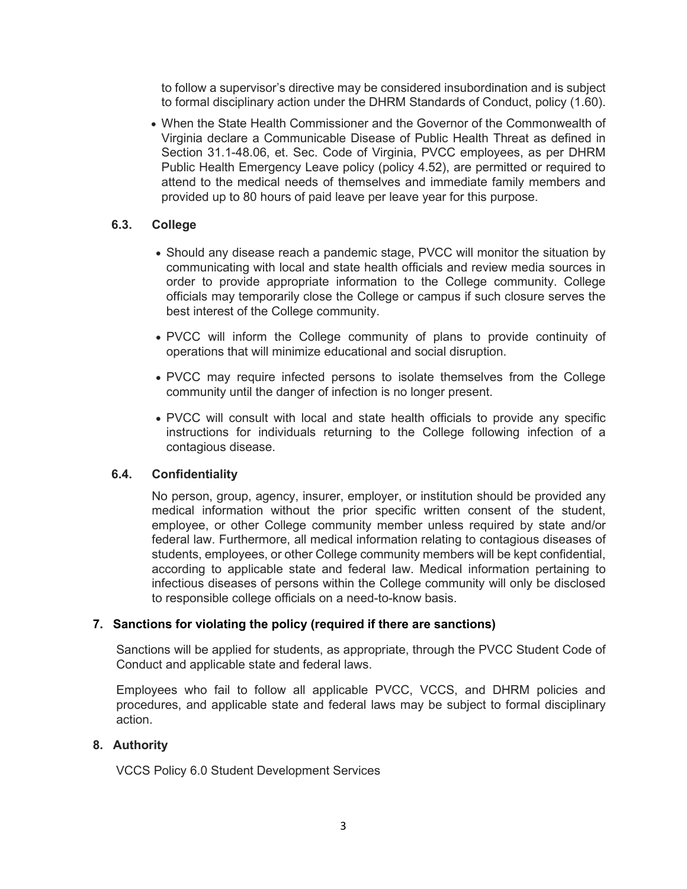to follow a supervisor's directive may be considered insubordination and is subject to formal disciplinary action under the DHRM Standards of Conduct, policy (1.60).

- When the State Health Commissioner and the Governor of the Commonwealth of Virginia declare a Communicable Disease of Public Health Threat as defined in Section 31.1-48.06, et. Sec. Code of Virginia, PVCC employees, as per DHRM Public Health Emergency Leave policy (policy 4.52), are permitted or required to attend to the medical needs of themselves and immediate family members and provided up to 80 hours of paid leave per leave year for this purpose.

### 6.3. College

- Should any disease reach a pandemic stage, PVCC will monitor the situation by communicating with local and state health officials and review media sources in order to provide appropriate information to the College community. College officials may temporarily close the College or campus if such closure serves the best interest of the College community.
- PVCC will inform the College community of plans to provide continuity of operations that will minimize educational and social disruption.
- PVCC may require infected persons to isolate themselves from the College community until the danger of infection is no longer present.
- PVCC will consult with local and state health officials to provide any specific instructions for individuals returning to the College following infection of a contagious disease.

### 6.4. Confidentiality

No person, group, agency, insurer, employer, or institution should be provided any medical information without the prior specific written consent of the student, employee, or other College community member unless required by state and/or federal law. Furthermore, all medical information relating to contagious diseases of students, employees, or other College community members will be kept confidential, according to applicable state and federal law. Medical information pertaining to infectious diseases of persons within the College community will only be disclosed to responsible college officials on a need-to-know basis.

## 7. Sanctions for violating the policy (required if there are sanctions)

Sanctions will be applied for students, as appropriate, through the PVCC Student Code of Conduct and applicable state and federal laws.

Employees who fail to follow all applicable PVCC, VCCS, and DHRM policies and procedures, and applicable state and federal laws may be subject to formal disciplinary action.

## 8. Authority

VCCS Policy 6.0 Student Development Services